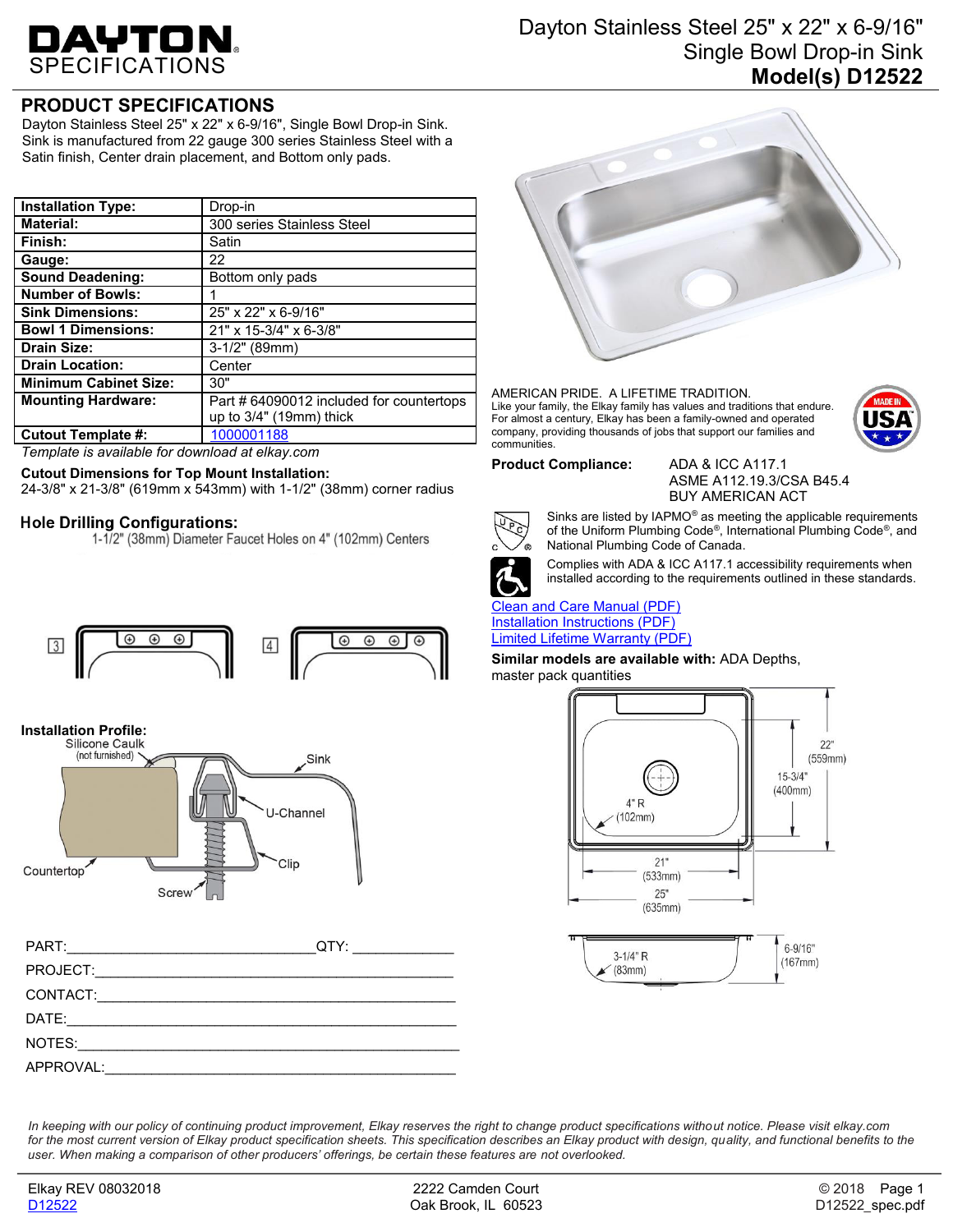# Dayton Stainless Steel 25" x 22" x 6-9/16" Single Bowl Drop-in Sink

## Model(s) D12522

## PRODUCT SPECIFICATIONS

Dayton Stainless Steel 25" x 22" x 6-9/16", Single Bowl Drop-in Sink. Sink is manufactured from 22 gauge 300 series Stainless Steel with a Satin finish, Center drain placement, and Bottom only pads.

| | |
|---|---|
| **Installation Type:** | Drop-in |
| **Material:** | 300 series Stainless Steel |
| **Finish:** | Satin |
| **Gauge:** | 22 |
| **Sound Deadening:** | Bottom only pads |
| **Number of Bowls:** | 1 |
| **Sink Dimensions:** | 25" x 22" x 6-9/16" |
| **Bowl 1 Dimensions:** | 21" x 15-3/4" x 6-3/8" |
| **Drain Size:** | 3-1/2" (89mm) |
| **Drain Location:** | Center |
| **Minimum Cabinet Size:** | 30" |
| **Mounting Hardware:** | Part # 64090012 included for countertops up to 3/4" (19mm) thick |
| **Cutout Template #:** | 1000001188 |

*Template is available for download at elkay.com*

**Cutout Dimensions for Top Mount Installation:**
24-3/8" x 21-3/8" (619mm x 543mm) with 1-1/2" (38mm) corner radius

### Hole Drilling Configurations:

1-1/2" (38mm) Diameter Faucet Holes on 4" (102mm) Centers

3 4

**Installation Profile:**

Silicone Caulk (not furnished), Sink, U-Channel, Clip, Countertop, Screw

PART:\_\_\_\_\_\_\_\_\_\_\_\_\_\_\_\_\_\_\_\_ QTY: \_\_\_\_\_\_\_\_\_\_

PROJECT:\_\_\_\_\_\_\_\_\_\_\_\_\_\_\_\_\_\_\_\_\_\_\_\_\_\_\_\_\_\_

CONTACT:\_\_\_\_\_\_\_\_\_\_\_\_\_\_\_\_\_\_\_\_\_\_\_\_\_\_\_\_\_\_

DATE:\_\_\_\_\_\_\_\_\_\_\_\_\_\_\_\_\_\_\_\_\_\_\_\_\_\_\_\_\_\_

NOTES:\_\_\_\_\_\_\_\_\_\_\_\_\_\_\_\_\_\_\_\_\_\_\_\_\_\_\_\_\_\_

APPROVAL:\_\_\_\_\_\_\_\_\_\_\_\_\_\_\_\_\_\_\_\_\_\_\_\_\_\_\_\_\_\_

AMERICAN PRIDE. A LIFETIME TRADITION.
Like your family, the Elkay family has values and traditions that endure. For almost a century, Elkay has been a family-owned and operated company, providing thousands of jobs that support our families and communities.

MADE IN USA

**Product Compliance:** ADA & ICC A117.1
ASME A112.19.3/CSA B45.4
BUY AMERICAN ACT

Sinks are listed by IAPMO® as meeting the applicable requirements of the Uniform Plumbing Code®, International Plumbing Code®, and National Plumbing Code of Canada.

Complies with ADA & ICC A117.1 accessibility requirements when installed according to the requirements outlined in these standards.

Clean and Care Manual (PDF)
Installation Instructions (PDF)
Limited Lifetime Warranty (PDF)

**Similar models are available with:** ADA Depths, master pack quantities

22" (559mm), 15-3/4" (400mm), 4" R (102mm), 21" (533mm), 25" (635mm), 3-1/4" R (83mm), 6-9/16" (167mm)

*In keeping with our policy of continuing product improvement, Elkay reserves the right to change product specifications without notice. Please visit elkay.com for the most current version of Elkay product specification sheets. This specification describes an Elkay product with design, quality, and functional benefits to the user. When making a comparison of other producers' offerings, be certain these features are not overlooked.*

Elkay REV 08032018
D12522

2222 Camden Court
Oak Brook, IL 60523

© 2018
D12522_spec.pdf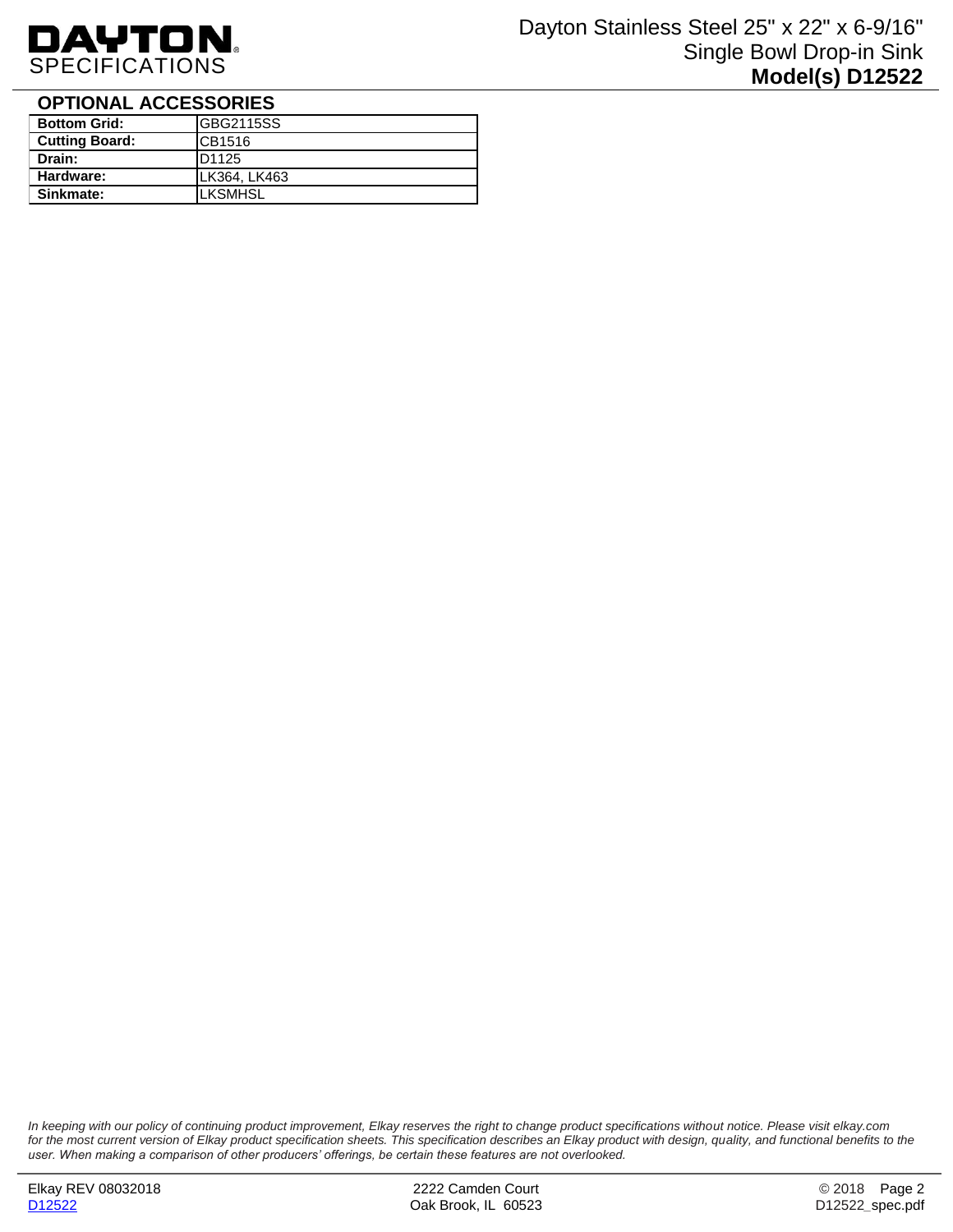## OPTIONAL ACCESSORIES

| | |
|---|---|
| **Bottom Grid:** | GBG2115SS |
| **Cutting Board:** | CB1516 |
| **Drain:** | D1125 |
| **Hardware:** | LK364, LK463 |
| **Sinkmate:** | LKSMHSL |

*In keeping with our policy of continuing product improvement, Elkay reserves the right to change product specifications without notice. Please visit elkay.com for the most current version of Elkay product specification sheets. This specification describes an Elkay product with design, quality, and functional benefits to the user. When making a comparison of other producers' offerings, be certain these features are not overlooked.*